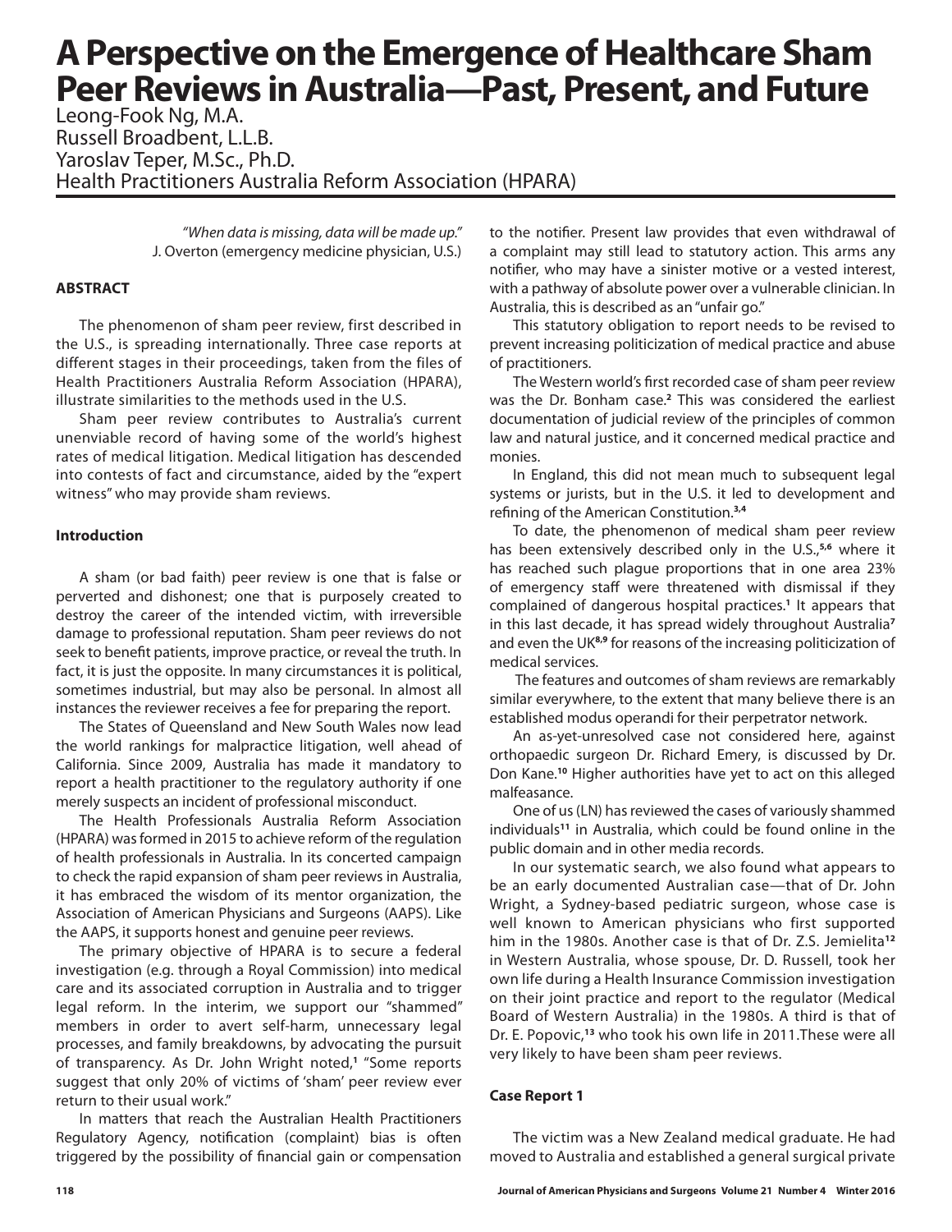# A Perspective on the Emergence of Healthcare Sham Peer Reviews in Australia—Past, Present, and Future

Leong-Fook Ng, M.A.
Russell Broadbent, L.L.B.
Yaroslav Teper, M.Sc., Ph.D.
Health Practitioners Australia Reform Association (HPARA)

*"When data is missing, data will be made up."*
J. Overton (emergency medicine physician, U.S.)

**ABSTRACT**

The phenomenon of sham peer review, first described in the U.S., is spreading internationally. Three case reports at different stages in their proceedings, taken from the files of Health Practitioners Australia Reform Association (HPARA), illustrate similarities to the methods used in the U.S.

Sham peer review contributes to Australia's current unenviable record of having some of the world's highest rates of medical litigation. Medical litigation has descended into contests of fact and circumstance, aided by the "expert witness" who may provide sham reviews.

**Introduction**

A sham (or bad faith) peer review is one that is false or perverted and dishonest; one that is purposely created to destroy the career of the intended victim, with irreversible damage to professional reputation. Sham peer reviews do not seek to benefit patients, improve practice, or reveal the truth. In fact, it is just the opposite. In many circumstances it is political, sometimes industrial, but may also be personal. In almost all instances the reviewer receives a fee for preparing the report.

The States of Queensland and New South Wales now lead the world rankings for malpractice litigation, well ahead of California. Since 2009, Australia has made it mandatory to report a health practitioner to the regulatory authority if one merely suspects an incident of professional misconduct.

The Health Professionals Australia Reform Association (HPARA) was formed in 2015 to achieve reform of the regulation of health professionals in Australia. In its concerted campaign to check the rapid expansion of sham peer reviews in Australia, it has embraced the wisdom of its mentor organization, the Association of American Physicians and Surgeons (AAPS). Like the AAPS, it supports honest and genuine peer reviews.

The primary objective of HPARA is to secure a federal investigation (e.g. through a Royal Commission) into medical care and its associated corruption in Australia and to trigger legal reform. In the interim, we support our "shammed" members in order to avert self-harm, unnecessary legal processes, and family breakdowns, by advocating the pursuit of transparency. As Dr. John Wright noted,[1] "Some reports suggest that only 20% of victims of 'sham' peer review ever return to their usual work."

In matters that reach the Australian Health Practitioners Regulatory Agency, notification (complaint) bias is often triggered by the possibility of financial gain or compensation to the notifier. Present law provides that even withdrawal of a complaint may still lead to statutory action. This arms any notifier, who may have a sinister motive or a vested interest, with a pathway of absolute power over a vulnerable clinician. In Australia, this is described as an "unfair go."

This statutory obligation to report needs to be revised to prevent increasing politicization of medical practice and abuse of practitioners.

The Western world's first recorded case of sham peer review was the Dr. Bonham case.[2] This was considered the earliest documentation of judicial review of the principles of common law and natural justice, and it concerned medical practice and monies.

In England, this did not mean much to subsequent legal systems or jurists, but in the U.S. it led to development and refining of the American Constitution.[3,4]

To date, the phenomenon of medical sham peer review has been extensively described only in the U.S.,[5,6] where it has reached such plague proportions that in one area 23% of emergency staff were threatened with dismissal if they complained of dangerous hospital practices.[1] It appears that in this last decade, it has spread widely throughout Australia[7] and even the UK[8,9] for reasons of the increasing politicization of medical services.

The features and outcomes of sham reviews are remarkably similar everywhere, to the extent that many believe there is an established modus operandi for their perpetrator network.

An as-yet-unresolved case not considered here, against orthopaedic surgeon Dr. Richard Emery, is discussed by Dr. Don Kane.[10] Higher authorities have yet to act on this alleged malfeasance.

One of us (LN) has reviewed the cases of variously shammed individuals[11] in Australia, which could be found online in the public domain and in other media records.

In our systematic search, we also found what appears to be an early documented Australian case—that of Dr. John Wright, a Sydney-based pediatric surgeon, whose case is well known to American physicians who first supported him in the 1980s. Another case is that of Dr. Z.S. Jemielita[12] in Western Australia, whose spouse, Dr. D. Russell, took her own life during a Health Insurance Commission investigation on their joint practice and report to the regulator (Medical Board of Western Australia) in the 1980s. A third is that of Dr. E. Popovic,[13] who took his own life in 2011.These were all very likely to have been sham peer reviews.

**Case Report 1**

The victim was a New Zealand medical graduate. He had moved to Australia and established a general surgical private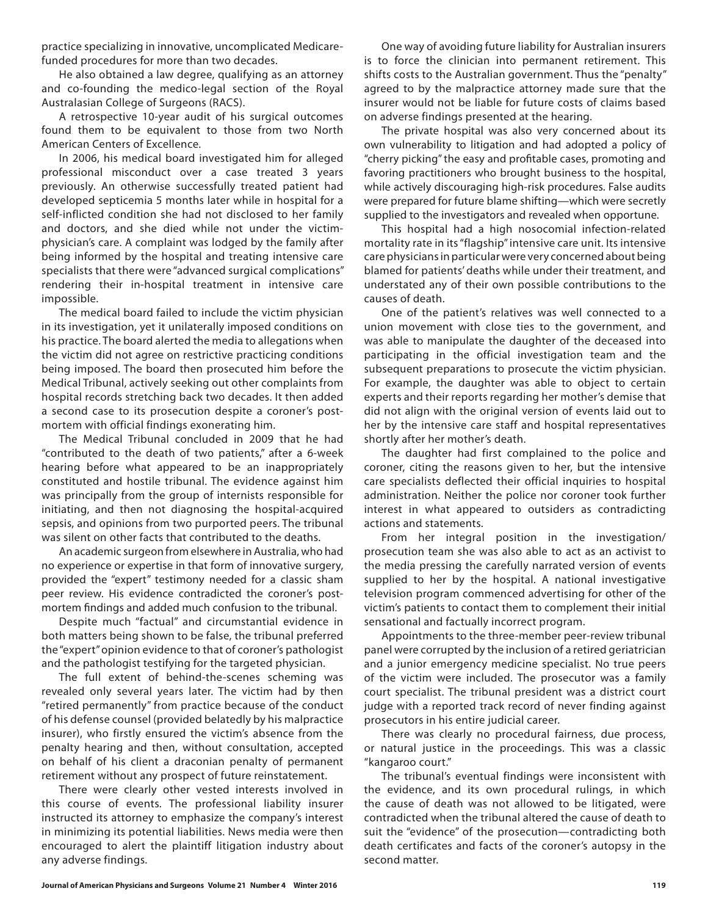practice specializing in innovative, uncomplicated Medicare-funded procedures for more than two decades.

He also obtained a law degree, qualifying as an attorney and co-founding the medico-legal section of the Royal Australasian College of Surgeons (RACS).

A retrospective 10-year audit of his surgical outcomes found them to be equivalent to those from two North American Centers of Excellence.

In 2006, his medical board investigated him for alleged professional misconduct over a case treated 3 years previously. An otherwise successfully treated patient had developed septicemia 5 months later while in hospital for a self-inflicted condition she had not disclosed to her family and doctors, and she died while not under the victim-physician's care. A complaint was lodged by the family after being informed by the hospital and treating intensive care specialists that there were "advanced surgical complications" rendering their in-hospital treatment in intensive care impossible.

The medical board failed to include the victim physician in its investigation, yet it unilaterally imposed conditions on his practice. The board alerted the media to allegations when the victim did not agree on restrictive practicing conditions being imposed. The board then prosecuted him before the Medical Tribunal, actively seeking out other complaints from hospital records stretching back two decades. It then added a second case to its prosecution despite a coroner's post-mortem with official findings exonerating him.

The Medical Tribunal concluded in 2009 that he had "contributed to the death of two patients," after a 6-week hearing before what appeared to be an inappropriately constituted and hostile tribunal. The evidence against him was principally from the group of internists responsible for initiating, and then not diagnosing the hospital-acquired sepsis, and opinions from two purported peers. The tribunal was silent on other facts that contributed to the deaths.

An academic surgeon from elsewhere in Australia, who had no experience or expertise in that form of innovative surgery, provided the "expert" testimony needed for a classic sham peer review. His evidence contradicted the coroner's post-mortem findings and added much confusion to the tribunal.

Despite much "factual" and circumstantial evidence in both matters being shown to be false, the tribunal preferred the "expert" opinion evidence to that of coroner's pathologist and the pathologist testifying for the targeted physician.

The full extent of behind-the-scenes scheming was revealed only several years later. The victim had by then "retired permanently" from practice because of the conduct of his defense counsel (provided belatedly by his malpractice insurer), who firstly ensured the victim's absence from the penalty hearing and then, without consultation, accepted on behalf of his client a draconian penalty of permanent retirement without any prospect of future reinstatement.

There were clearly other vested interests involved in this course of events. The professional liability insurer instructed its attorney to emphasize the company's interest in minimizing its potential liabilities. News media were then encouraged to alert the plaintiff litigation industry about any adverse findings.

One way of avoiding future liability for Australian insurers is to force the clinician into permanent retirement. This shifts costs to the Australian government. Thus the "penalty" agreed to by the malpractice attorney made sure that the insurer would not be liable for future costs of claims based on adverse findings presented at the hearing.

The private hospital was also very concerned about its own vulnerability to litigation and had adopted a policy of "cherry picking" the easy and profitable cases, promoting and favoring practitioners who brought business to the hospital, while actively discouraging high-risk procedures. False audits were prepared for future blame shifting—which were secretly supplied to the investigators and revealed when opportune.

This hospital had a high nosocomial infection-related mortality rate in its "flagship" intensive care unit. Its intensive care physicians in particular were very concerned about being blamed for patients' deaths while under their treatment, and understated any of their own possible contributions to the causes of death.

One of the patient's relatives was well connected to a union movement with close ties to the government, and was able to manipulate the daughter of the deceased into participating in the official investigation team and the subsequent preparations to prosecute the victim physician. For example, the daughter was able to object to certain experts and their reports regarding her mother's demise that did not align with the original version of events laid out to her by the intensive care staff and hospital representatives shortly after her mother's death.

The daughter had first complained to the police and coroner, citing the reasons given to her, but the intensive care specialists deflected their official inquiries to hospital administration. Neither the police nor coroner took further interest in what appeared to outsiders as contradicting actions and statements.

From her integral position in the investigation/prosecution team she was also able to act as an activist to the media pressing the carefully narrated version of events supplied to her by the hospital. A national investigative television program commenced advertising for other of the victim's patients to contact them to complement their initial sensational and factually incorrect program.

Appointments to the three-member peer-review tribunal panel were corrupted by the inclusion of a retired geriatrician and a junior emergency medicine specialist. No true peers of the victim were included. The prosecutor was a family court specialist. The tribunal president was a district court judge with a reported track record of never finding against prosecutors in his entire judicial career.

There was clearly no procedural fairness, due process, or natural justice in the proceedings. This was a classic "kangaroo court."

The tribunal's eventual findings were inconsistent with the evidence, and its own procedural rulings, in which the cause of death was not allowed to be litigated, were contradicted when the tribunal altered the cause of death to suit the "evidence" of the prosecution—contradicting both death certificates and facts of the coroner's autopsy in the second matter.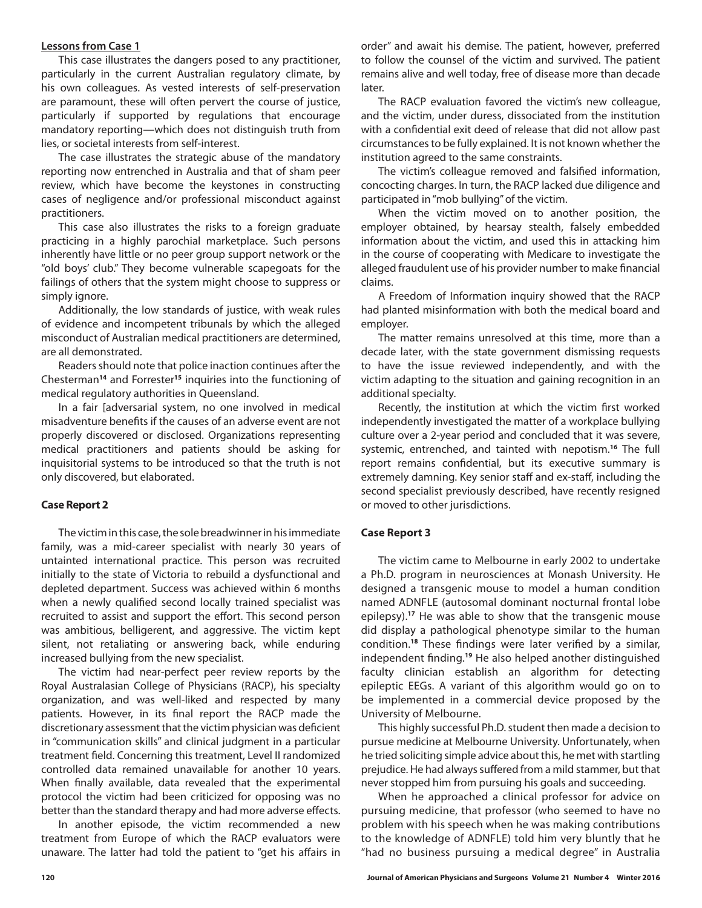## Lessons from Case 1

This case illustrates the dangers posed to any practitioner, particularly in the current Australian regulatory climate, by his own colleagues. As vested interests of self-preservation are paramount, these will often pervert the course of justice, particularly if supported by regulations that encourage mandatory reporting—which does not distinguish truth from lies, or societal interests from self-interest.

The case illustrates the strategic abuse of the mandatory reporting now entrenched in Australia and that of sham peer review, which have become the keystones in constructing cases of negligence and/or professional misconduct against practitioners.

This case also illustrates the risks to a foreign graduate practicing in a highly parochial marketplace. Such persons inherently have little or no peer group support network or the "old boys' club." They become vulnerable scapegoats for the failings of others that the system might choose to suppress or simply ignore.

Additionally, the low standards of justice, with weak rules of evidence and incompetent tribunals by which the alleged misconduct of Australian medical practitioners are determined, are all demonstrated.

Readers should note that police inaction continues after the Chesterman[14] and Forrester[15] inquiries into the functioning of medical regulatory authorities in Queensland.

In a fair [adversarial system, no one involved in medical misadventure benefits if the causes of an adverse event are not properly discovered or disclosed. Organizations representing medical practitioners and patients should be asking for inquisitorial systems to be introduced so that the truth is not only discovered, but elaborated.

## Case Report 2

The victim in this case, the sole breadwinner in his immediate family, was a mid-career specialist with nearly 30 years of untainted international practice. This person was recruited initially to the state of Victoria to rebuild a dysfunctional and depleted department. Success was achieved within 6 months when a newly qualified second locally trained specialist was recruited to assist and support the effort. This second person was ambitious, belligerent, and aggressive. The victim kept silent, not retaliating or answering back, while enduring increased bullying from the new specialist.

The victim had near-perfect peer review reports by the Royal Australasian College of Physicians (RACP), his specialty organization, and was well-liked and respected by many patients. However, in its final report the RACP made the discretionary assessment that the victim physician was deficient in "communication skills" and clinical judgment in a particular treatment field. Concerning this treatment, Level II randomized controlled data remained unavailable for another 10 years. When finally available, data revealed that the experimental protocol the victim had been criticized for opposing was no better than the standard therapy and had more adverse effects.

In another episode, the victim recommended a new treatment from Europe of which the RACP evaluators were unaware. The latter had told the patient to "get his affairs in order" and await his demise. The patient, however, preferred to follow the counsel of the victim and survived. The patient remains alive and well today, free of disease more than decade later.

The RACP evaluation favored the victim's new colleague, and the victim, under duress, dissociated from the institution with a confidential exit deed of release that did not allow past circumstances to be fully explained. It is not known whether the institution agreed to the same constraints.

The victim's colleague removed and falsified information, concocting charges. In turn, the RACP lacked due diligence and participated in "mob bullying" of the victim.

When the victim moved on to another position, the employer obtained, by hearsay stealth, falsely embedded information about the victim, and used this in attacking him in the course of cooperating with Medicare to investigate the alleged fraudulent use of his provider number to make financial claims.

A Freedom of Information inquiry showed that the RACP had planted misinformation with both the medical board and employer.

The matter remains unresolved at this time, more than a decade later, with the state government dismissing requests to have the issue reviewed independently, and with the victim adapting to the situation and gaining recognition in an additional specialty.

Recently, the institution at which the victim first worked independently investigated the matter of a workplace bullying culture over a 2-year period and concluded that it was severe, systemic, entrenched, and tainted with nepotism.[16] The full report remains confidential, but its executive summary is extremely damning. Key senior staff and ex-staff, including the second specialist previously described, have recently resigned or moved to other jurisdictions.

## Case Report 3

The victim came to Melbourne in early 2002 to undertake a Ph.D. program in neurosciences at Monash University. He designed a transgenic mouse to model a human condition named ADNFLE (autosomal dominant nocturnal frontal lobe epilepsy).[17] He was able to show that the transgenic mouse did display a pathological phenotype similar to the human condition.[18] These findings were later verified by a similar, independent finding.[19] He also helped another distinguished faculty clinician establish an algorithm for detecting epileptic EEGs. A variant of this algorithm would go on to be implemented in a commercial device proposed by the University of Melbourne.

This highly successful Ph.D. student then made a decision to pursue medicine at Melbourne University. Unfortunately, when he tried soliciting simple advice about this, he met with startling prejudice. He had always suffered from a mild stammer, but that never stopped him from pursuing his goals and succeeding.

When he approached a clinical professor for advice on pursuing medicine, that professor (who seemed to have no problem with his speech when he was making contributions to the knowledge of ADNFLE) told him very bluntly that he "had no business pursuing a medical degree" in Australia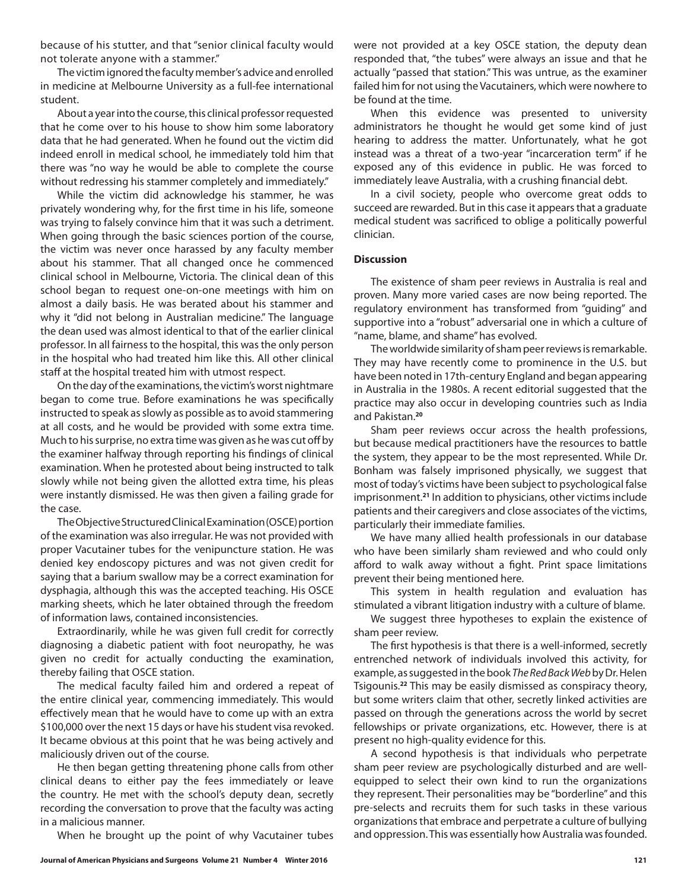because of his stutter, and that "senior clinical faculty would not tolerate anyone with a stammer."

The victim ignored the faculty member's advice and enrolled in medicine at Melbourne University as a full-fee international student.

About a year into the course, this clinical professor requested that he come over to his house to show him some laboratory data that he had generated. When he found out the victim did indeed enroll in medical school, he immediately told him that there was "no way he would be able to complete the course without redressing his stammer completely and immediately."

While the victim did acknowledge his stammer, he was privately wondering why, for the first time in his life, someone was trying to falsely convince him that it was such a detriment. When going through the basic sciences portion of the course, the victim was never once harassed by any faculty member about his stammer. That all changed once he commenced clinical school in Melbourne, Victoria. The clinical dean of this school began to request one-on-one meetings with him on almost a daily basis. He was berated about his stammer and why it "did not belong in Australian medicine." The language the dean used was almost identical to that of the earlier clinical professor. In all fairness to the hospital, this was the only person in the hospital who had treated him like this. All other clinical staff at the hospital treated him with utmost respect.

On the day of the examinations, the victim's worst nightmare began to come true. Before examinations he was specifically instructed to speak as slowly as possible as to avoid stammering at all costs, and he would be provided with some extra time. Much to his surprise, no extra time was given as he was cut off by the examiner halfway through reporting his findings of clinical examination. When he protested about being instructed to talk slowly while not being given the allotted extra time, his pleas were instantly dismissed. He was then given a failing grade for the case.

The Objective Structured Clinical Examination (OSCE) portion of the examination was also irregular. He was not provided with proper Vacutainer tubes for the venipuncture station. He was denied key endoscopy pictures and was not given credit for saying that a barium swallow may be a correct examination for dysphagia, although this was the accepted teaching. His OSCE marking sheets, which he later obtained through the freedom of information laws, contained inconsistencies.

Extraordinarily, while he was given full credit for correctly diagnosing a diabetic patient with foot neuropathy, he was given no credit for actually conducting the examination, thereby failing that OSCE station.

The medical faculty failed him and ordered a repeat of the entire clinical year, commencing immediately. This would effectively mean that he would have to come up with an extra $100,000 over the next 15 days or have his student visa revoked. It became obvious at this point that he was being actively and maliciously driven out of the course.

He then began getting threatening phone calls from other clinical deans to either pay the fees immediately or leave the country. He met with the school's deputy dean, secretly recording the conversation to prove that the faculty was acting in a malicious manner.

When he brought up the point of why Vacutainer tubes were not provided at a key OSCE station, the deputy dean responded that, "the tubes" were always an issue and that he actually "passed that station." This was untrue, as the examiner failed him for not using the Vacutainers, which were nowhere to be found at the time.

When this evidence was presented to university administrators he thought he would get some kind of just hearing to address the matter. Unfortunately, what he got instead was a threat of a two-year "incarceration term" if he exposed any of this evidence in public. He was forced to immediately leave Australia, with a crushing financial debt.

In a civil society, people who overcome great odds to succeed are rewarded. But in this case it appears that a graduate medical student was sacrificed to oblige a politically powerful clinician.

### Discussion

The existence of sham peer reviews in Australia is real and proven. Many more varied cases are now being reported. The regulatory environment has transformed from "guiding" and supportive into a "robust" adversarial one in which a culture of "name, blame, and shame" has evolved.

The worldwide similarity of sham peer reviews is remarkable. They may have recently come to prominence in the U.S. but have been noted in 17th-century England and began appearing in Australia in the 1980s. A recent editorial suggested that the practice may also occur in developing countries such as India and Pakistan.[20]

Sham peer reviews occur across the health professions, but because medical practitioners have the resources to battle the system, they appear to be the most represented. While Dr. Bonham was falsely imprisoned physically, we suggest that most of today's victims have been subject to psychological false imprisonment.[21] In addition to physicians, other victims include patients and their caregivers and close associates of the victims, particularly their immediate families.

We have many allied health professionals in our database who have been similarly sham reviewed and who could only afford to walk away without a fight. Print space limitations prevent their being mentioned here.

This system in health regulation and evaluation has stimulated a vibrant litigation industry with a culture of blame.

We suggest three hypotheses to explain the existence of sham peer review.

The first hypothesis is that there is a well-informed, secretly entrenched network of individuals involved this activity, for example, as suggested in the book *The Red Back Web* by Dr. Helen Tsigounis.[22] This may be easily dismissed as conspiracy theory, but some writers claim that other, secretly linked activities are passed on through the generations across the world by secret fellowships or private organizations, etc. However, there is at present no high-quality evidence for this.

A second hypothesis is that individuals who perpetrate sham peer review are psychologically disturbed and are well-equipped to select their own kind to run the organizations they represent. Their personalities may be "borderline" and this pre-selects and recruits them for such tasks in these various organizations that embrace and perpetrate a culture of bullying and oppression. This was essentially how Australia was founded.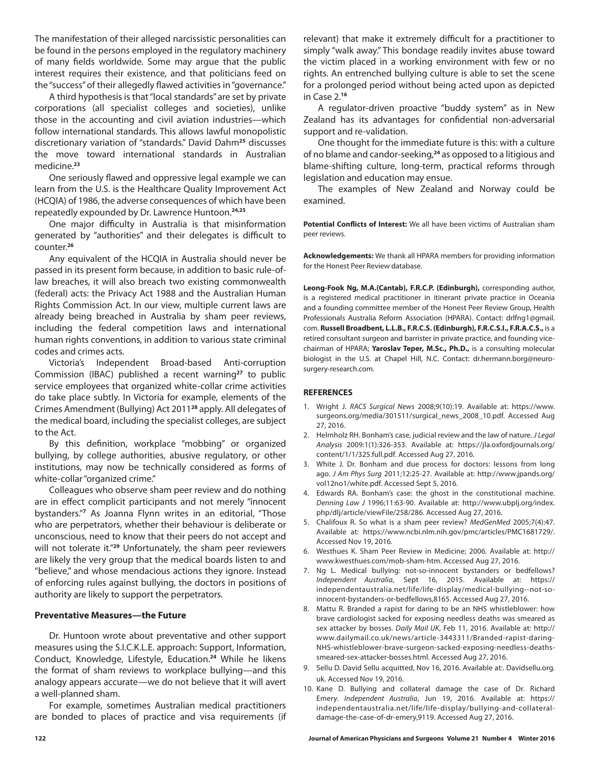The manifestation of their alleged narcissistic personalities can be found in the persons employed in the regulatory machinery of many fields worldwide. Some may argue that the public interest requires their existence, and that politicians feed on the "success" of their allegedly flawed activities in "governance."

A third hypothesis is that "local standards" are set by private corporations (all specialist colleges and societies), unlike those in the accounting and civil aviation industries—which follow international standards. This allows lawful monopolistic discretionary variation of "standards." David Dahm[25] discusses the move toward international standards in Australian medicine.[23]

One seriously flawed and oppressive legal example we can learn from the U.S. is the Healthcare Quality Improvement Act (HCQIA) of 1986, the adverse consequences of which have been repeatedly expounded by Dr. Lawrence Huntoon.[24,25]

One major difficulty in Australia is that misinformation generated by "authorities" and their delegates is difficult to counter.[26]

Any equivalent of the HCQIA in Australia should never be passed in its present form because, in addition to basic rule-of-law breaches, it will also breach two existing commonwealth (federal) acts: the Privacy Act 1988 and the Australian Human Rights Commission Act. In our view, multiple current laws are already being breached in Australia by sham peer reviews, including the federal competition laws and international human rights conventions, in addition to various state criminal codes and crimes acts.

Victoria's Independent Broad-based Anti-corruption Commission (IBAC) published a recent warning[27] to public service employees that organized white-collar crime activities do take place subtly. In Victoria for example, elements of the Crimes Amendment (Bullying) Act 2011[28] apply. All delegates of the medical board, including the specialist colleges, are subject to the Act.

By this definition, workplace "mobbing" or organized bullying, by college authorities, abusive regulatory, or other institutions, may now be technically considered as forms of white-collar "organized crime."

Colleagues who observe sham peer review and do nothing are in effect complicit participants and not merely "innocent bystanders."[7] As Joanna Flynn writes in an editorial, "Those who are perpetrators, whether their behaviour is deliberate or unconscious, need to know that their peers do not accept and will not tolerate it."[29] Unfortunately, the sham peer reviewers are likely the very group that the medical boards listen to and "believe," and whose mendacious actions they ignore. Instead of enforcing rules against bullying, the doctors in positions of authority are likely to support the perpetrators.

### Preventative Measures—the Future

Dr. Huntoon wrote about preventative and other support measures using the S.I.C.K.L.E. approach: Support, Information, Conduct, Knowledge, Lifestyle, Education.[24] While he likens the format of sham reviews to workplace bullying—and this analogy appears accurate—we do not believe that it will avert a well-planned sham.

For example, sometimes Australian medical practitioners are bonded to places of practice and visa requirements (if relevant) that make it extremely difficult for a practitioner to simply "walk away." This bondage readily invites abuse toward the victim placed in a working environment with few or no rights. An entrenched bullying culture is able to set the scene for a prolonged period without being acted upon as depicted in Case 2.[16]

A regulator-driven proactive "buddy system" as in New Zealand has its advantages for confidential non-adversarial support and re-validation.

One thought for the immediate future is this: with a culture of no blame and candor-seeking,[24] as opposed to a litigious and blame-shifting culture, long-term, practical reforms through legislation and education may ensue.

The examples of New Zealand and Norway could be examined.

**Potential Conflicts of Interest:** We all have been victims of Australian sham peer reviews.

**Acknowledgements:** We thank all HPARA members for providing information for the Honest Peer Review database.

**Leong-Fook Ng, M.A.(Cantab), F.R.C.P. (Edinburgh),** corresponding author, is a registered medical practitioner in itinerant private practice in Oceania and a founding committee member of the Honest Peer Review Group, Health Professionals Australia Reform Association (HPARA). Contact: drlfng1@gmail.com. **Russell Broadbent, L.L.B., F.R.C.S. (Edinburgh), F.R.C.S.I., F.R.A.C.S.,** is a retired consultant surgeon and barrister in private practice, and founding vice-chairman of HPARA; **Yaroslav Teper, M.Sc., Ph.D.,** is a consulting molecular biologist in the U.S. at Chapel Hill, N.C. Contact: dr.hermann.borg@neuro-surgery-research.com.

### REFERENCES

1. Wright J. *RACS Surgical News* 2008;9(10):19. Available at: https://www.surgeons.org/media/301511/surgical_news_2008_10.pdf. Accessed Aug 27, 2016.
2. Helmholz RH. Bonham's case, judicial review and the law of nature. *J Legal Analysis* 2009:1(1):326-353. Available at: https://jla.oxfordjournals.org/content/1/1/325.full.pdf. Accessed Aug 27, 2016.
3. White J. Dr. Bonham and due process for doctors: lessons from long ago. *J Am Phys Surg* 2011;12:25-27. Available at: http://www.jpands.org/vol12no1/white.pdf. Accessed Sept 5, 2016.
4. Edwards RA. Bonham's case: the ghost in the constitutional machine. *Denning Law J* 1996;11:63-90. Available at: http://www.ubplj.org/index.php/dlj/article/viewFile/258/286. Accessed Aug 27, 2016.
5. Chalifoux R. So what is a sham peer review? *MedGenMed* 2005;7(4):47. Available at: https://www.ncbi.nlm.nih.gov/pmc/articles/PMC1681729/. Accessed Nov 19, 2016.
6. Westhues K. Sham Peer Review in Medicine; 2006. Available at: http://www.kwesthues.com/mob-sham-htm. Accessed Aug 27, 2016.
7. Ng L. Medical bullying: not-so-innocent bystanders or bedfellows? *Independent Australia*, Sept 16, 2015. Available at: https://independentaustralia.net/life/life-display/medical-bullying--not-so-innocent-bystanders-or-bedfellows,8165. Accessed Aug 27, 2016.
8. Mattu R. Branded a rapist for daring to be an NHS whistleblower: how brave cardiologist sacked for exposing needless deaths was smeared as sex attacker by bosses. *Daily Mail UK*, Feb 11, 2016. Available at: http://www.dailymail.co.uk/news/article-3443311/Branded-rapist-daring-NHS-whistleblower-brave-surgeon-sacked-exposing-needless-deaths-smeared-sex-attacker-bosses.html. Accessed Aug 27, 2016.
9. Sellu D. David Sellu acquitted, Nov 16, 2016. Available at:. Davidsellu.org.uk. Accessed Nov 19, 2016.
10. Kane D. Bullying and collateral damage the case of Dr. Richard Emery. *Independent Australia*, Jun 19, 2016. Available at: https://independentaustralia.net/life/life-display/bullying-and-collateral-damage-the-case-of-dr-emery,9119. Accessed Aug 27, 2016.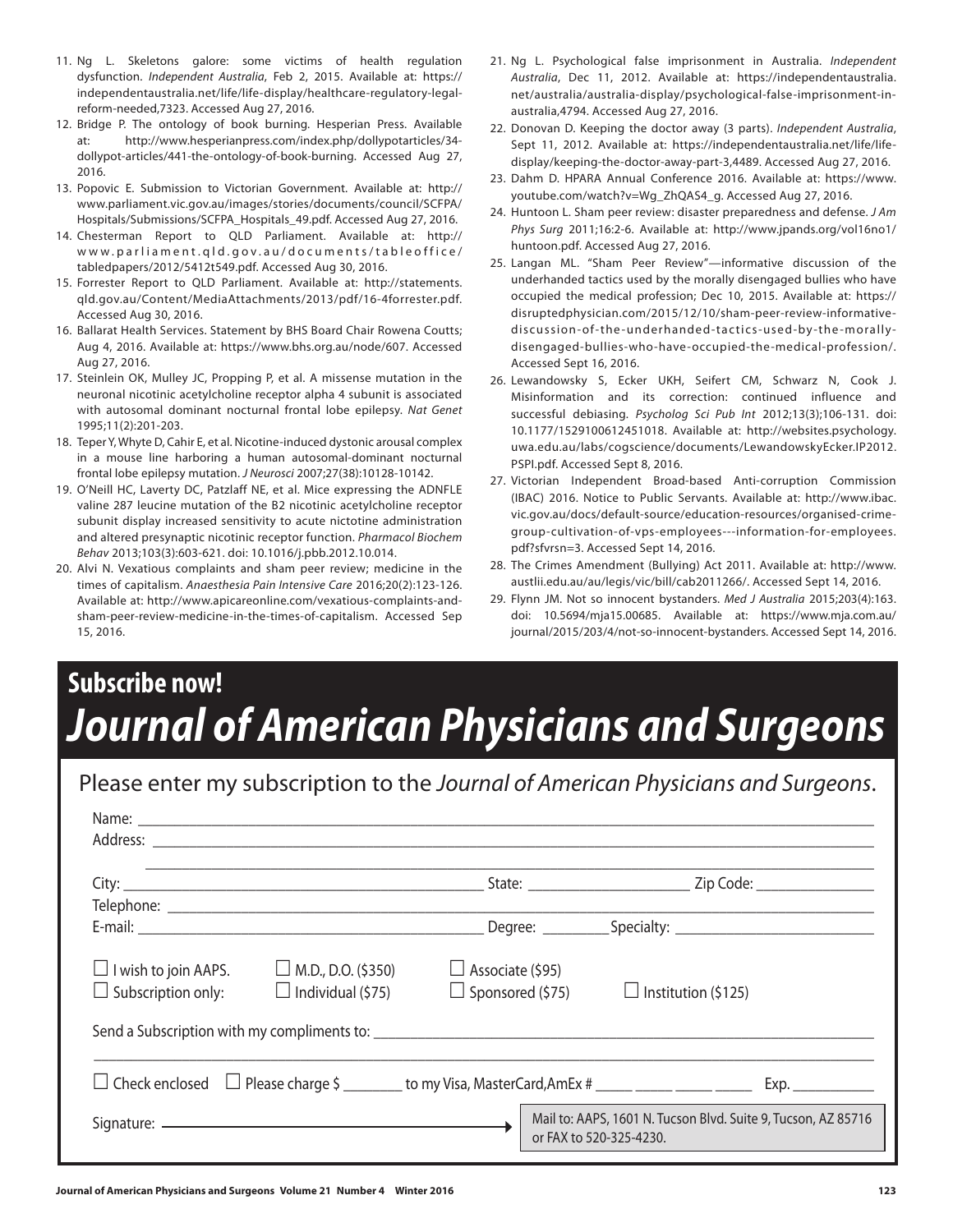11. Ng L. Skeletons galore: some victims of health regulation dysfunction. *Independent Australia*, Feb 2, 2015. Available at: https://independentaustralia.net/life/life-display/healthcare-regulatory-legal-reform-needed,7323. Accessed Aug 27, 2016.
12. Bridge P. The ontology of book burning. Hesperian Press. Available at: http://www.hesperianpress.com/index.php/dollypotarticles/34-dollypot-articles/441-the-ontology-of-book-burning. Accessed Aug 27, 2016.
13. Popovic E. Submission to Victorian Government. Available at: http://www.parliament.vic.gov.au/images/stories/documents/council/SCFPA/Hospitals/Submissions/SCFPA_Hospitals_49.pdf. Accessed Aug 27, 2016.
14. Chesterman Report to QLD Parliament. Available at: http://www.parliament.qld.gov.au/documents/tableoffice/tabledpapers/2012/5412t549.pdf. Accessed Aug 30, 2016.
15. Forrester Report to QLD Parliament. Available at: http://statements.qld.gov.au/Content/MediaAttachments/2013/pdf/16-4forrester.pdf. Accessed Aug 30, 2016.
16. Ballarat Health Services. Statement by BHS Board Chair Rowena Coutts; Aug 4, 2016. Available at: https://www.bhs.org.au/node/607. Accessed Aug 27, 2016.
17. Steinlein OK, Mulley JC, Propping P, et al. A missense mutation in the neuronal nicotinic acetylcholine receptor alpha 4 subunit is associated with autosomal dominant nocturnal frontal lobe epilepsy. *Nat Genet* 1995;11(2):201-203.
18. Teper Y, Whyte D, Cahir E, et al. Nicotine-induced dystonic arousal complex in a mouse line harboring a human autosomal-dominant nocturnal frontal lobe epilepsy mutation. *J Neurosci* 2007;27(38):10128-10142.
19. O'Neill HC, Laverty DC, Patzlaff NE, et al. Mice expressing the ADNFLE valine 287 leucine mutation of the B2 nicotinic acetylcholine receptor subunit display increased sensitivity to acute nicotine administration and altered presynaptic nicotinic receptor function. *Pharmacol Biochem Behav* 2013;103(3):603-621. doi: 10.1016/j.pbb.2012.10.014.
20. Alvi N. Vexatious complaints and sham peer review; medicine in the times of capitalism. *Anaesthesia Pain Intensive Care* 2016;20(2):123-126. Available at: http://www.apicareonline.com/vexatious-complaints-and-sham-peer-review-medicine-in-the-times-of-capitalism. Accessed Sep 15, 2016.
21. Ng L. Psychological false imprisonment in Australia. *Independent Australia*, Dec 11, 2012. Available at: https://independentaustralia.net/australia/australia-display/psychological-false-imprisonment-in-australia,4794. Accessed Aug 27, 2016.
22. Donovan D. Keeping the doctor away (3 parts). *Independent Australia*, Sept 11, 2012. Available at: https://independentaustralia.net/life/life-display/keeping-the-doctor-away-part-3,4489. Accessed Aug 27, 2016.
23. Dahm D. HPARA Annual Conference 2016. Available at: https://www.youtube.com/watch?v=Wg_ZhQAS4_g. Accessed Aug 27, 2016.
24. Huntoon L. Sham peer review: disaster preparedness and defense. *J Am Phys Surg* 2011;16:2-6. Available at: http://www.jpands.org/vol16no1/huntoon.pdf. Accessed Aug 27, 2016.
25. Langan ML. "Sham Peer Review"—informative discussion of the underhanded tactics used by the morally disengaged bullies who have occupied the medical profession; Dec 10, 2015. Available at: https://disruptedphysician.com/2015/12/10/sham-peer-review-informative-discussion-of-the-underhanded-tactics-used-by-the-morally-disengaged-bullies-who-have-occupied-the-medical-profession/. Accessed Sept 16, 2016.
26. Lewandowsky S, Ecker UKH, Seifert CM, Schwarz N, Cook J. Misinformation and its correction: continued influence and successful debiasing. *Psycholog Sci Pub Int* 2012;13(3);106-131. doi: 10.1177/1529100612451018. Available at: http://websites.psychology.uwa.edu.au/labs/cogscience/documents/LewandowskyEcker.IP2012.PSPI.pdf. Accessed Sept 8, 2016.
27. Victorian Independent Broad-based Anti-corruption Commission (IBAC) 2016. Notice to Public Servants. Available at: http://www.ibac.vic.gov.au/docs/default-source/education-resources/organised-crime-group-cultivation-of-vps-employees---information-for-employees.pdf?sfvrsn=3. Accessed Sept 14, 2016.
28. The Crimes Amendment (Bullying) Act 2011. Available at: http://www.austlii.edu.au/au/legis/vic/bill/cab2011266/. Accessed Sept 14, 2016.
29. Flynn JM. Not so innocent bystanders. *Med J Australia* 2015;203(4):163. doi: 10.5694/mja15.00685. Available at: https://www.mja.com.au/journal/2015/203/4/not-so-innocent-bystanders. Accessed Sept 14, 2016.

## Subscribe now!

# *Journal of American Physicians and Surgeons*

Please enter my subscription to the *Journal of American Physicians and Surgeons*.

Name: ______________________________

Address: ______________________________

______________________________

City: ____________________ State: __________ Zip Code: __________

Telephone: ______________________________

E-mail: ____________________ Degree: ________ Specialty: ____________________

☐ I wish to join AAPS. ☐ M.D., D.O. ($350) ☐ Associate ($95)

☐ Subscription only: ☐ Individual ($75) ☐ Sponsored ($75) ☐ Institution ($125)

Send a Subscription with my compliments to: ______________________________

______________________________

☐ Check enclosed ☐ Please charge $ ________ to my Visa, MasterCard,AmEx # _____ _____ _____ _____ Exp. __________

Signature: ______________________________

Mail to: AAPS, 1601 N. Tucson Blvd. Suite 9, Tucson, AZ 85716 or FAX to 520-325-4230.